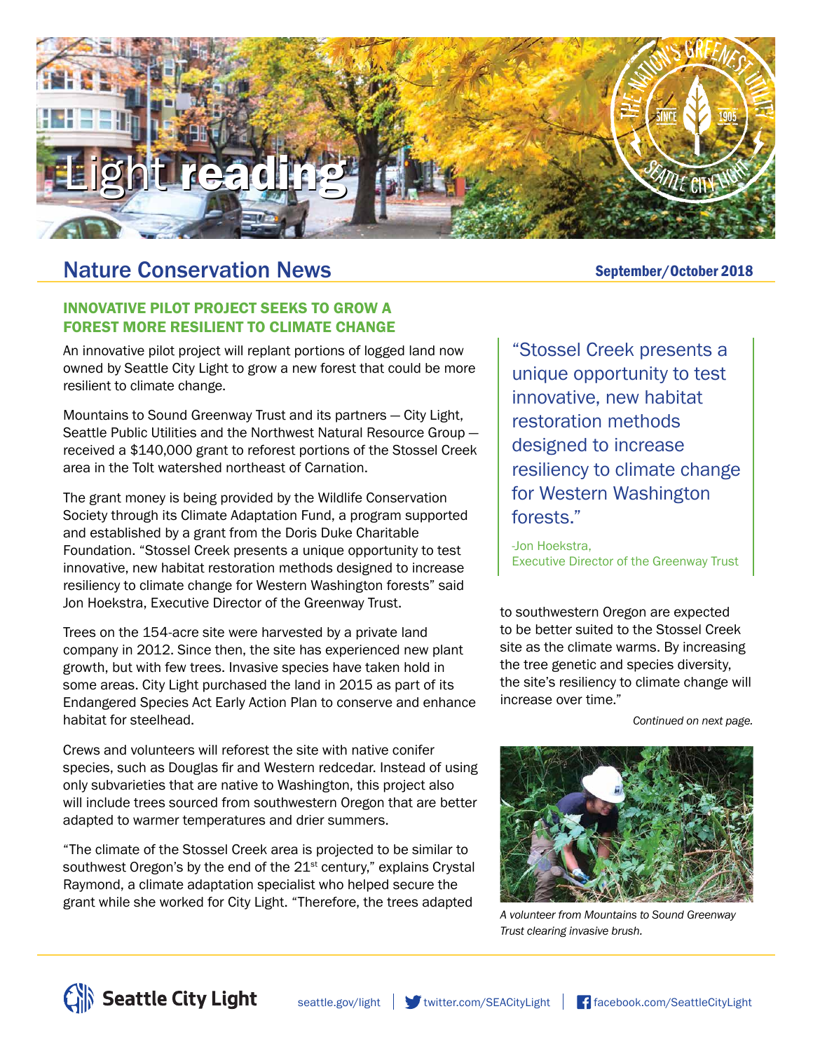# Light reading

## Nature Conservation News

September/October 2018

### INNOVATIVE PILOT PROJECT SEEKS TO GROW A FOREST MORE RESILIENT TO CLIMATE CHANGE

An innovative pilot project will replant portions of logged land now owned by Seattle City Light to grow a new forest that could be more resilient to climate change.

Mountains to Sound Greenway Trust and its partners — City Light, Seattle Public Utilities and the Northwest Natural Resource Group — received a $140,000 grant to reforest portions of the Stossel Creek area in the Tolt watershed northeast of Carnation.

The grant money is being provided by the Wildlife Conservation Society through its Climate Adaptation Fund, a program supported and established by a grant from the Doris Duke Charitable Foundation. "Stossel Creek presents a unique opportunity to test innovative, new habitat restoration methods designed to increase resiliency to climate change for Western Washington forests" said Jon Hoekstra, Executive Director of the Greenway Trust.

> "Stossel Creek presents a unique opportunity to test innovative, new habitat restoration methods designed to increase resiliency to climate change for Western Washington forests."
>
> -Jon Hoekstra, Executive Director of the Greenway Trust

Trees on the 154-acre site were harvested by a private land company in 2012. Since then, the site has experienced new plant growth, but with few trees. Invasive species have taken hold in some areas. City Light purchased the land in 2015 as part of its Endangered Species Act Early Action Plan to conserve and enhance habitat for steelhead.

Crews and volunteers will reforest the site with native conifer species, such as Douglas fir and Western redcedar. Instead of using only subvarieties that are native to Washington, this project also will include trees sourced from southwestern Oregon that are better adapted to warmer temperatures and drier summers.

"The climate of the Stossel Creek area is projected to be similar to southwest Oregon's by the end of the 21st century," explains Crystal Raymond, a climate adaptation specialist who helped secure the grant while she worked for City Light. "Therefore, the trees adapted to southwestern Oregon are expected to be better suited to the Stossel Creek site as the climate warms. By increasing the tree genetic and species diversity, the site's resiliency to climate change will increase over time."

*Continued on next page.*

*A volunteer from Mountains to Sound Greenway Trust clearing invasive brush.*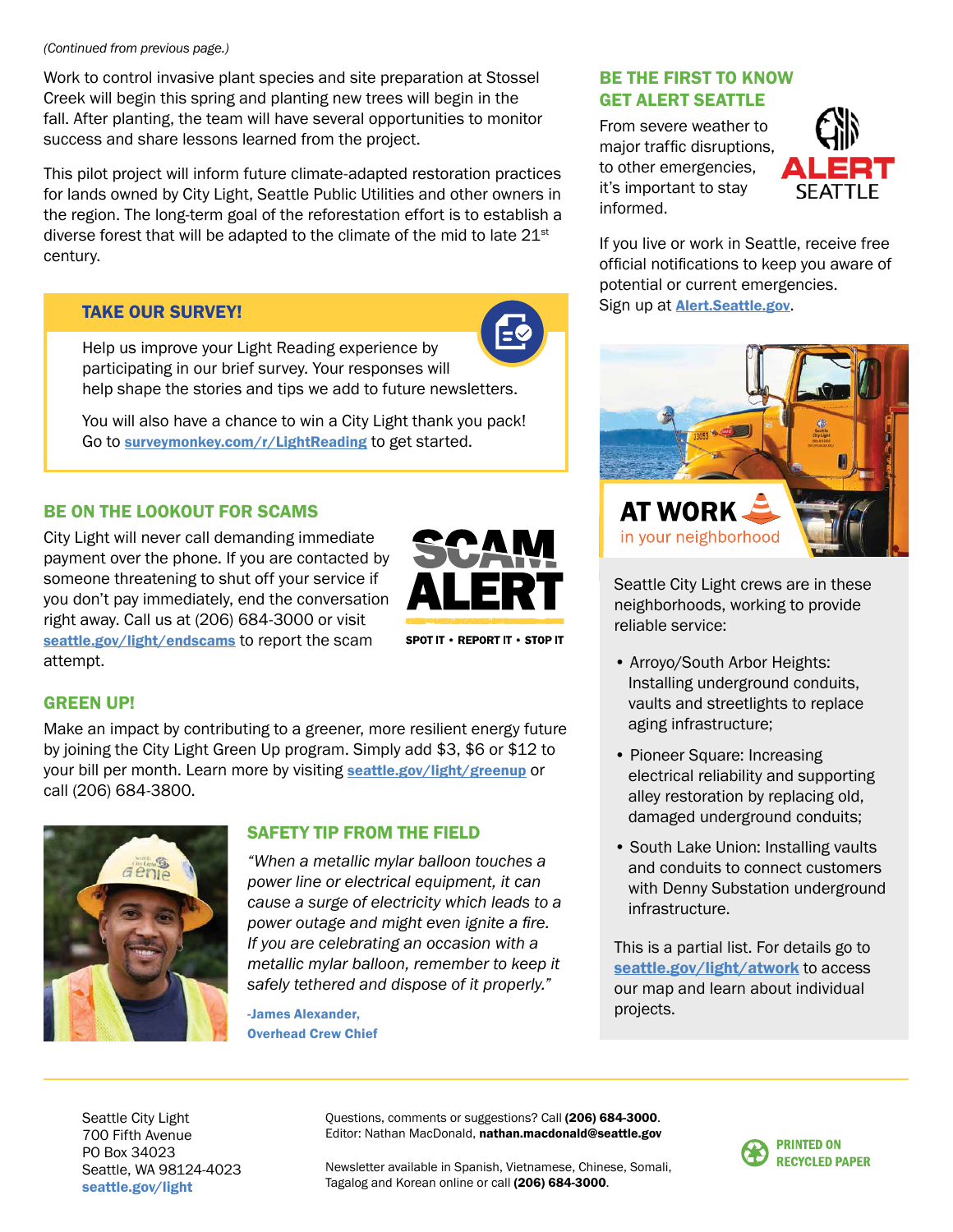*(Continued from previous page.)*

Work to control invasive plant species and site preparation at Stossel Creek will begin this spring and planting new trees will begin in the fall. After planting, the team will have several opportunities to monitor success and share lessons learned from the project.

This pilot project will inform future climate-adapted restoration practices for lands owned by City Light, Seattle Public Utilities and other owners in the region. The long-term goal of the reforestation effort is to establish a diverse forest that will be adapted to the climate of the mid to late 21st century.

## TAKE OUR SURVEY!

Help us improve your Light Reading experience by participating in our brief survey. Your responses will help shape the stories and tips we add to future newsletters.

You will also have a chance to win a City Light thank you pack! Go to [surveymonkey.com/r/LightReading](surveymonkey.com/r/LightReading) to get started.

## BE ON THE LOOKOUT FOR SCAMS

City Light will never call demanding immediate payment over the phone. If you are contacted by someone threatening to shut off your service if you don't pay immediately, end the conversation right away. Call us at (206) 684-3000 or visit [seattle.gov/light/endscams](seattle.gov/light/endscams) to report the scam attempt.

SCAM ALERT

SPOT IT • REPORT IT • STOP IT

## GREEN UP!

Make an impact by contributing to a greener, more resilient energy future by joining the City Light Green Up program. Simply add $3, $6 or $12 to your bill per month. Learn more by visiting [seattle.gov/light/greenup](seattle.gov/light/greenup) or call (206) 684-3800.

## SAFETY TIP FROM THE FIELD

*"When a metallic mylar balloon touches a power line or electrical equipment, it can cause a surge of electricity which leads to a power outage and might even ignite a fire. If you are celebrating an occasion with a metallic mylar balloon, remember to keep it safely tethered and dispose of it properly."*

**-James Alexander, Overhead Crew Chief**

## BE THE FIRST TO KNOW GET ALERT SEATTLE

From severe weather to major traffic disruptions, to other emergencies, it's important to stay informed.

If you live or work in Seattle, receive free official notifications to keep you aware of potential or current emergencies. Sign up at [Alert.Seattle.gov](Alert.Seattle.gov).

## AT WORK in your neighborhood

Seattle City Light crews are in these neighborhoods, working to provide reliable service:

- Arroyo/South Arbor Heights: Installing underground conduits, vaults and streetlights to replace aging infrastructure;
- Pioneer Square: Increasing electrical reliability and supporting alley restoration by replacing old, damaged underground conduits;
- South Lake Union: Installing vaults and conduits to connect customers with Denny Substation underground infrastructure.

This is a partial list. For details go to [seattle.gov/light/atwork](seattle.gov/light/atwork) to access our map and learn about individual projects.

---

Seattle City Light
700 Fifth Avenue
PO Box 34023
Seattle, WA 98124-4023
**seattle.gov/light**

Questions, comments or suggestions? Call **(206) 684-3000**.
Editor: Nathan MacDonald, **nathan.macdonald@seattle.gov**

Newsletter available in Spanish, Vietnamese, Chinese, Somali, Tagalog and Korean online or call **(206) 684-3000**.

PRINTED ON RECYCLED PAPER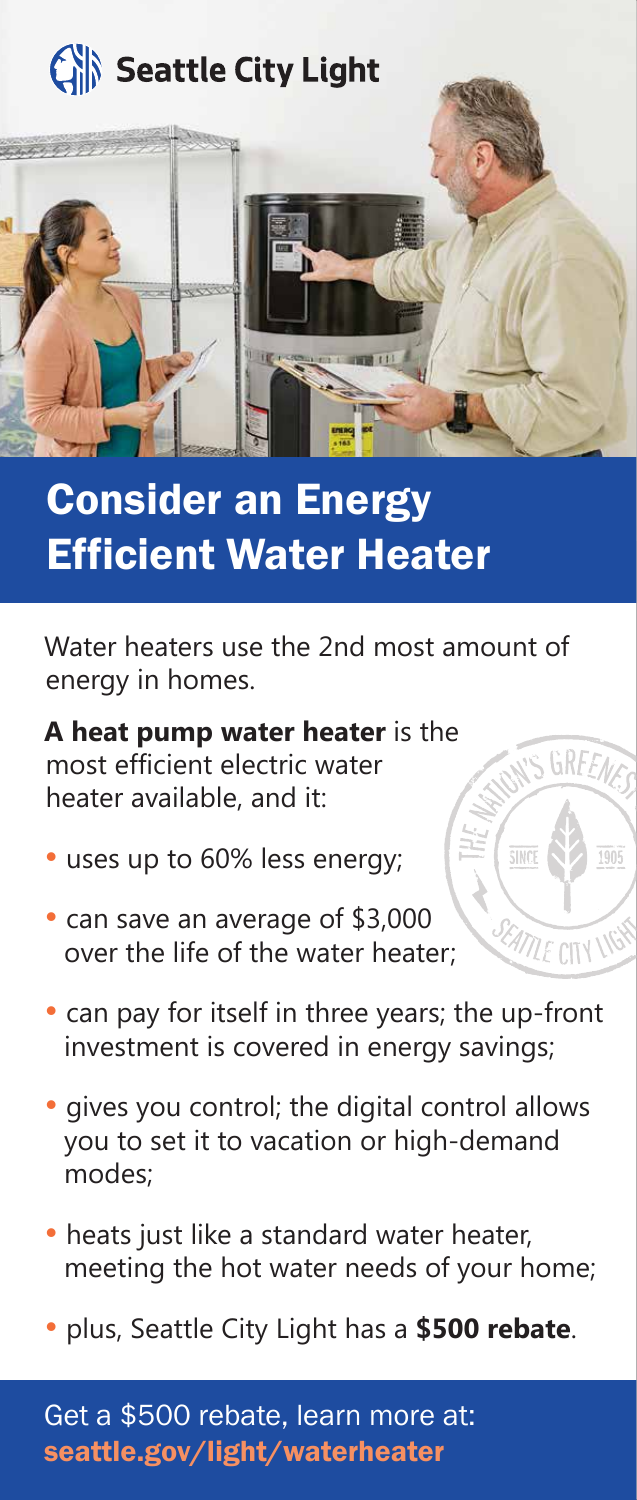Seattle City Light

# Consider an Energy Efficient Water Heater

Water heaters use the 2nd most amount of energy in homes.

**A heat pump water heater** is the most efficient electric water heater available, and it:

- uses up to 60% less energy;
- can save an average of $3,000 over the life of the water heater;
- can pay for itself in three years; the up-front investment is covered in energy savings;
- gives you control; the digital control allows you to set it to vacation or high-demand modes;
- heats just like a standard water heater, meeting the hot water needs of your home;
- plus, Seattle City Light has a **$500 rebate**.

Get a $500 rebate, learn more at:
**seattle.gov/light/waterheater**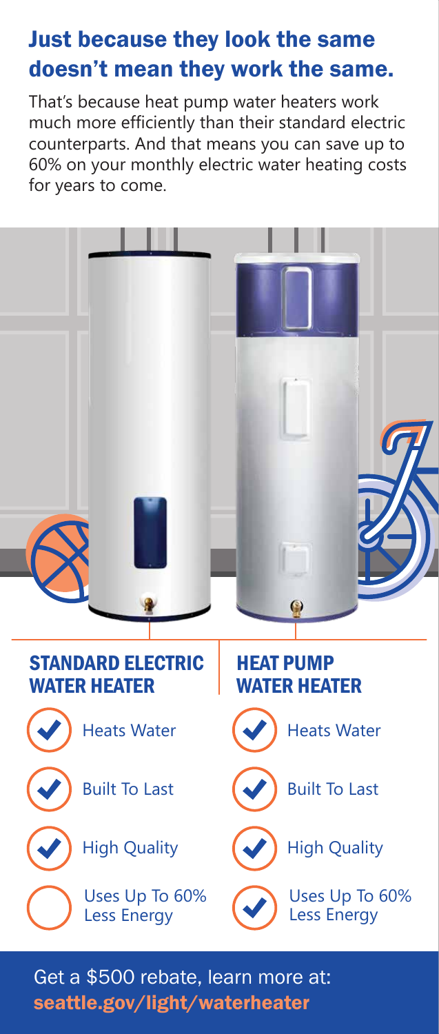## Just because they look the same doesn't mean they work the same.

That's because heat pump water heaters work much more efficiently than their standard electric counterparts. And that means you can save up to 60% on your monthly electric water heating costs for years to come.

| | STANDARD ELECTRIC WATER HEATER | HEAT PUMP WATER HEATER |
|---|---|---|
| Heats Water | ✓ | ✓ |
| Built To Last | ✓ | ✓ |
| High Quality | ✓ | ✓ |
| Uses Up To 60% Less Energy | | ✓ |

Get a $500 rebate, learn more at: **seattle.gov/light/waterheater**